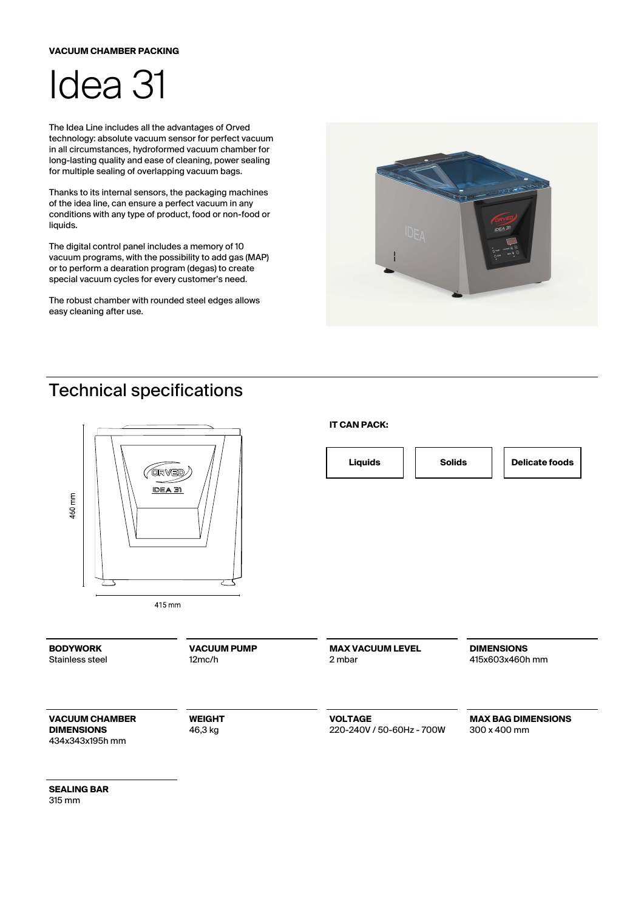**VACUUM CHAMBER PACKING**

# Idea 31

The Idea Line includes all the advantages of Orved technology: absolute vacuum sensor for perfect vacuum in all circumstances, hydroformed vacuum chamber for long-lasting quality and ease of cleaning, power sealing for multiple sealing of overlapping vacuum bags.

Thanks to its internal sensors, the packaging machines of the idea line, can ensure a perfect vacuum in any conditions with any type of product, food or non-food or liquids.

The digital control panel includes a memory of 10 vacuum programs, with the possibility to add gas (MAP) or to perform a dearation program (degas) to create special vacuum cycles for every customer's need.

The robust chamber with rounded steel edges allows easy cleaning after use.

## Technical specifications

460 mm

415 mm

**IT CAN PACK:**

- **Liquids**
- **Solids**
- **Delicate foods**

**BODYWORK**
Stainless steel

**VACUUM PUMP**
12mc/h

**MAX VACUUM LEVEL**
2 mbar

**DIMENSIONS**
415x603x460h mm

**VACUUM CHAMBER DIMENSIONS**
434x343x195h mm

**WEIGHT**
46,3 kg

**VOLTAGE**
220-240V / 50-60Hz - 700W

**MAX BAG DIMENSIONS**
300 x 400 mm

**SEALING BAR**
315 mm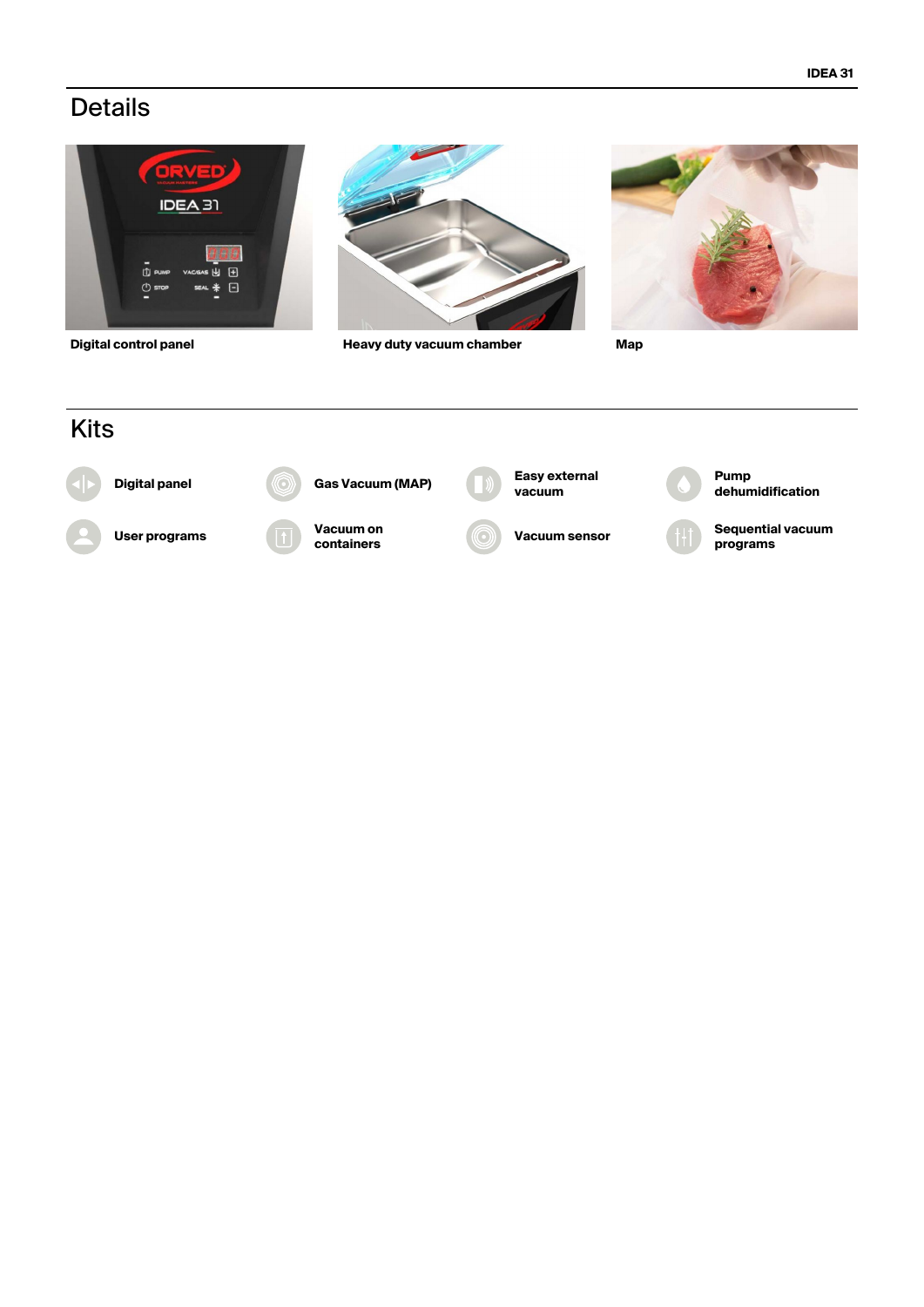## Details

**Digital control panel**

**Heavy duty vacuum chamber**

**Map**

## Kits

**Digital panel**

**Gas Vacuum (MAP)**

**Easy external vacuum**

**Pump dehumidification**

**User programs**

**Vacuum on containers**

**Vacuum sensor**

**Sequential vacuum programs**